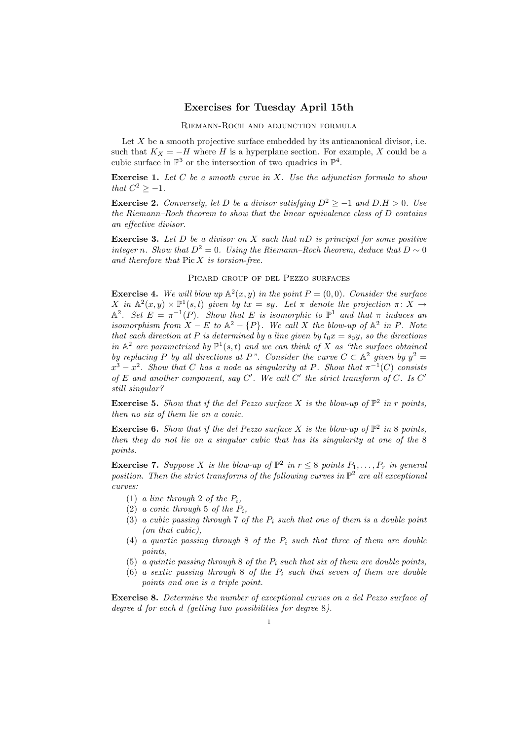# Exercises for Tuesday April 15th

## Riemann-Roch and adjunction formula

Let $X$ be a smooth projective surface embedded by its anticanonical divisor, i.e. such that $K_X = -H$ where $H$ is a hyperplane section. For example, $X$ could be a cubic surface in $\mathbb{P}^3$ or the intersection of two quadrics in $\mathbb{P}^4$.

**Exercise 1.** *Let $C$ be a smooth curve in $X$. Use the adjunction formula to show that $C^2 \geq -1$.*

**Exercise 2.** *Conversely, let $D$ be a divisor satisfying $D^2 \geq -1$ and $D.H > 0$. Use the Riemann–Roch theorem to show that the linear equivalence class of $D$ contains an effective divisor.*

**Exercise 3.** *Let $D$ be a divisor on $X$ such that $nD$ is principal for some positive integer $n$. Show that $D^2 = 0$. Using the Riemann–Roch theorem, deduce that $D \sim 0$ and therefore that $\operatorname{Pic} X$ is torsion-free.*

## Picard group of del Pezzo surfaces

**Exercise 4.** *We will blow up $\mathbb{A}^2(x, y)$ in the point $P = (0, 0)$. Consider the surface $X$ in $\mathbb{A}^2(x, y) \times \mathbb{P}^1(s, t)$ given by $tx = sy$. Let $\pi$ denote the projection $\pi\colon X \to \mathbb{A}^2$. Set $E = \pi^{-1}(P)$. Show that $E$ is isomorphic to $\mathbb{P}^1$ and that $\pi$ induces an isomorphism from $X - E$ to $\mathbb{A}^2 - \{P\}$. We call $X$ the blow-up of $\mathbb{A}^2$ in $P$. Note that each direction at $P$ is determined by a line given by $t_0x = s_0y$, so the directions in $\mathbb{A}^2$ are parametrized by $\mathbb{P}^1(s, t)$ and we can think of $X$ as "the surface obtained by replacing $P$ by all directions at $P$". Consider the curve $C \subset \mathbb{A}^2$ given by $y^2 = x^3 - x^2$. Show that $C$ has a node as singularity at $P$. Show that $\pi^{-1}(C)$ consists of $E$ and another component, say $C'$. We call $C'$ the strict transform of $C$. Is $C'$ still singular?*

**Exercise 5.** *Show that if the del Pezzo surface $X$ is the blow-up of $\mathbb{P}^2$ in $r$ points, then no six of them lie on a conic.*

**Exercise 6.** *Show that if the del Pezzo surface $X$ is the blow-up of $\mathbb{P}^2$ in 8 points, then they do not lie on a singular cubic that has its singularity at one of the 8 points.*

**Exercise 7.** *Suppose $X$ is the blow-up of $\mathbb{P}^2$ in $r \leq 8$ points $P_1, \ldots, P_r$ in general position. Then the strict transforms of the following curves in $\mathbb{P}^2$ are all exceptional curves:*

1. *a line through 2 of the $P_i$,*
2. *a conic through 5 of the $P_i$,*
3. *a cubic passing through 7 of the $P_i$ such that one of them is a double point (on that cubic),*
4. *a quartic passing through 8 of the $P_i$ such that three of them are double points,*
5. *a quintic passing through 8 of the $P_i$ such that six of them are double points,*
6. *a sextic passing through 8 of the $P_i$ such that seven of them are double points and one is a triple point.*

**Exercise 8.** *Determine the number of exceptional curves on a del Pezzo surface of degree $d$ for each $d$ (getting two possibilities for degree 8).*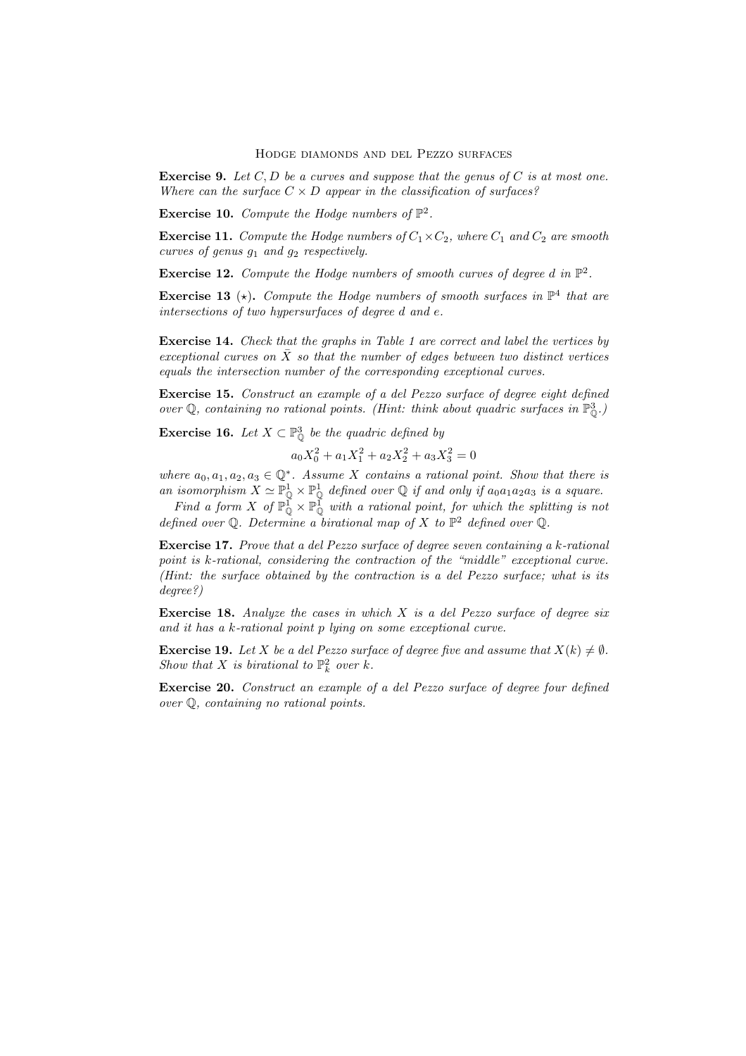**Exercise 9.** *Let $C, D$ be a curves and suppose that the genus of $C$ is at most one. Where can the surface $C \times D$ appear in the classification of surfaces?*

**Exercise 10.** *Compute the Hodge numbers of $\mathbb{P}^2$.*

**Exercise 11.** *Compute the Hodge numbers of $C_1 \times C_2$, where $C_1$ and $C_2$ are smooth curves of genus $g_1$ and $g_2$ respectively.*

**Exercise 12.** *Compute the Hodge numbers of smooth curves of degree $d$ in $\mathbb{P}^2$.*

**Exercise 13** ($\star$)**.** *Compute the Hodge numbers of smooth surfaces in $\mathbb{P}^4$ that are intersections of two hypersurfaces of degree $d$ and $e$.*

**Exercise 14.** *Check that the graphs in Table 1 are correct and label the vertices by exceptional curves on $\bar{X}$ so that the number of edges between two distinct vertices equals the intersection number of the corresponding exceptional curves.*

**Exercise 15.** *Construct an example of a del Pezzo surface of degree eight defined over $\mathbb{Q}$, containing no rational points. (Hint: think about quadric surfaces in $\mathbb{P}^3_{\mathbb{Q}}$.)*

**Exercise 16.** *Let $X \subset \mathbb{P}^3_{\mathbb{Q}}$ be the quadric defined by*

$$a_0 X_0^2 + a_1 X_1^2 + a_2 X_2^2 + a_3 X_3^2 = 0$$

*where $a_0, a_1, a_2, a_3 \in \mathbb{Q}^*$. Assume $X$ contains a rational point. Show that there is an isomorphism $X \simeq \mathbb{P}^1_{\mathbb{Q}} \times \mathbb{P}^1_{\mathbb{Q}}$ defined over $\mathbb{Q}$ if and only if $a_0 a_1 a_2 a_3$ is a square.*

*Find a form $X$ of $\mathbb{P}^1_{\mathbb{Q}} \times \mathbb{P}^1_{\mathbb{Q}}$ with a rational point, for which the splitting is not defined over $\mathbb{Q}$. Determine a birational map of $X$ to $\mathbb{P}^2$ defined over $\mathbb{Q}$.*

**Exercise 17.** *Prove that a del Pezzo surface of degree seven containing a $k$-rational point is $k$-rational, considering the contraction of the "middle" exceptional curve. (Hint: the surface obtained by the contraction is a del Pezzo surface; what is its degree?)*

**Exercise 18.** *Analyze the cases in which $X$ is a del Pezzo surface of degree six and it has a $k$-rational point $p$ lying on some exceptional curve.*

**Exercise 19.** *Let $X$ be a del Pezzo surface of degree five and assume that $X(k) \neq \emptyset$. Show that $X$ is birational to $\mathbb{P}^2_k$ over $k$.*

**Exercise 20.** *Construct an example of a del Pezzo surface of degree four defined over $\mathbb{Q}$, containing no rational points.*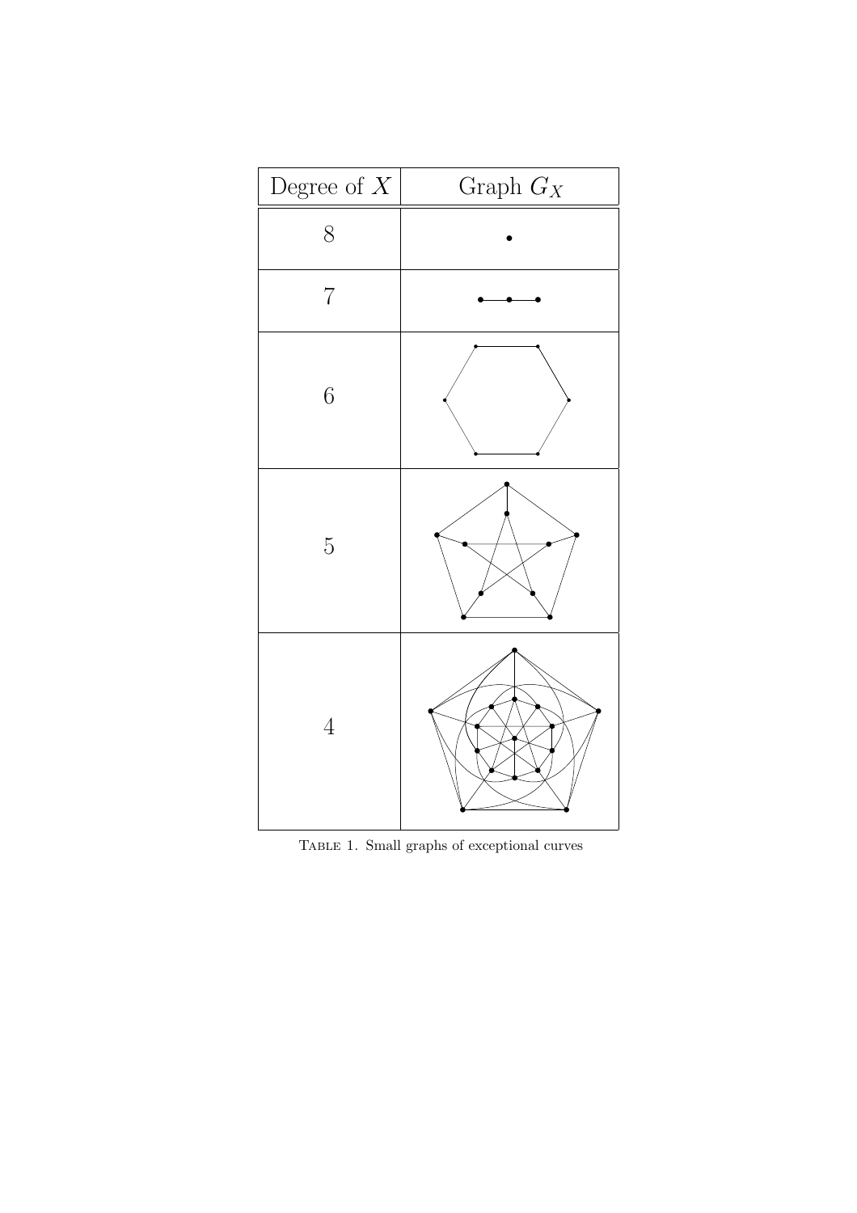| Degree of $X$ | Graph $G_X$ |
| --- | --- |
| 8 | |
| 7 | |
| 6 | |
| 5 | |
| 4 | |

Table 1. Small graphs of exceptional curves